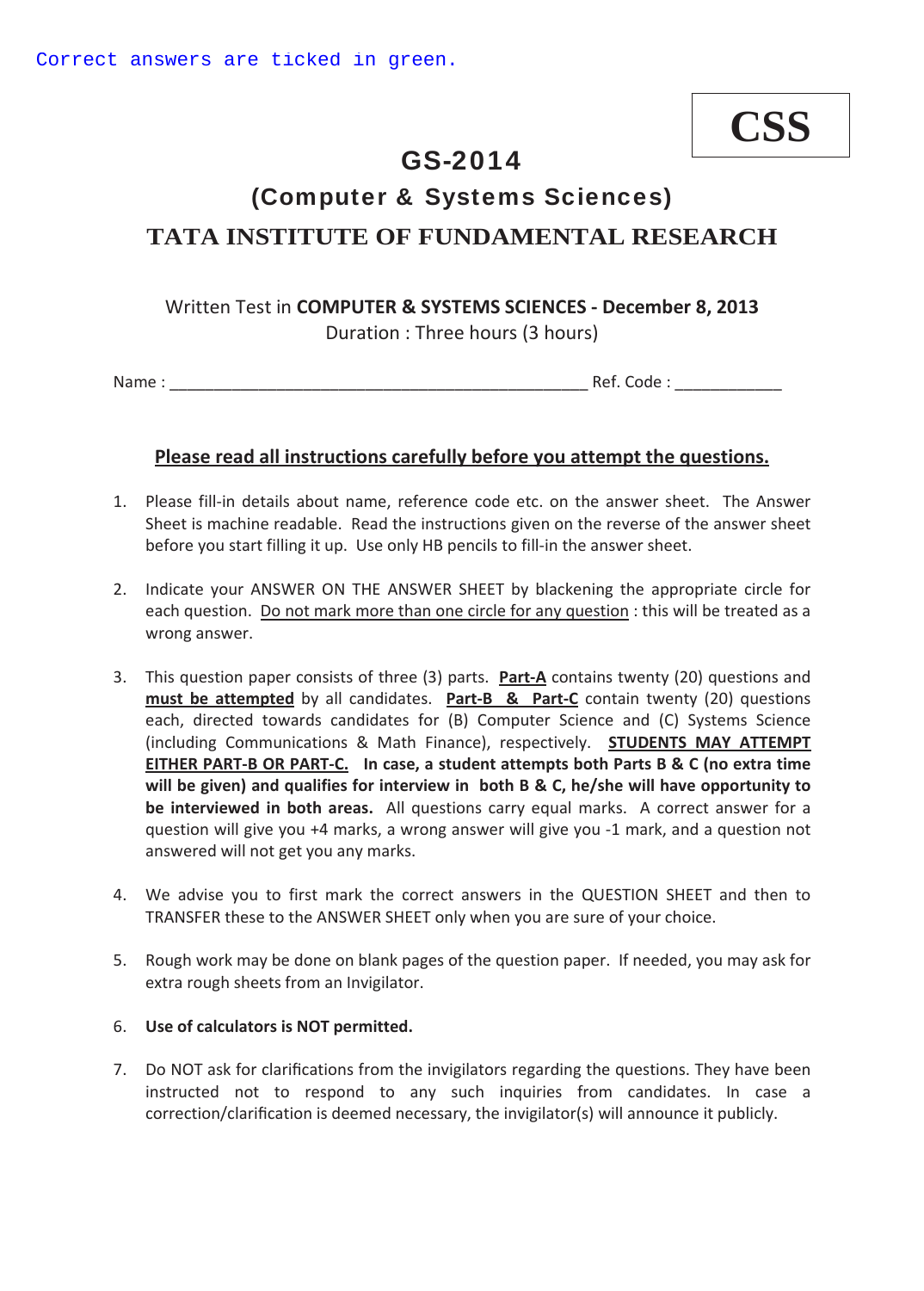Correct answers are ticked in green.

**CSS**

# GS-2014

## (Computer & Systems Sciences)

## TATA INSTITUTE OF FUNDAMENTAL RESEARCH

Written Test in **COMPUTER & SYSTEMS SCIENCES - December 8, 2013**
Duration : Three hours (3 hours)

Name : ______________________________________________ Ref. Code : ____________

### <u>Please read all instructions carefully before you attempt the questions.</u>

1. Please fill-in details about name, reference code etc. on the answer sheet. The Answer Sheet is machine readable. Read the instructions given on the reverse of the answer sheet before you start filling it up. Use only HB pencils to fill-in the answer sheet.

2. Indicate your ANSWER ON THE ANSWER SHEET by blackening the appropriate circle for each question. <u>Do not mark more than one circle for any question</u> : this will be treated as a wrong answer.

3. This question paper consists of three (3) parts. **<u>Part-A</u>** contains twenty (20) questions and **<u>must be attempted</u>** by all candidates. **<u>Part-B & Part-C</u>** contain twenty (20) questions each, directed towards candidates for (B) Computer Science and (C) Systems Science (including Communications & Math Finance), respectively. **<u>STUDENTS MAY ATTEMPT EITHER PART-B OR PART-C.</u>** **In case, a student attempts both Parts B & C (no extra time will be given) and qualifies for interview in both B & C, he/she will have opportunity to be interviewed in both areas.** All questions carry equal marks. A correct answer for a question will give you +4 marks, a wrong answer will give you -1 mark, and a question not answered will not get you any marks.

4. We advise you to first mark the correct answers in the QUESTION SHEET and then to TRANSFER these to the ANSWER SHEET only when you are sure of your choice.

5. Rough work may be done on blank pages of the question paper. If needed, you may ask for extra rough sheets from an Invigilator.

6. **Use of calculators is NOT permitted.**

7. Do NOT ask for clarifications from the invigilators regarding the questions. They have been instructed not to respond to any such inquiries from candidates. In case a correction/clarification is deemed necessary, the invigilator(s) will announce it publicly.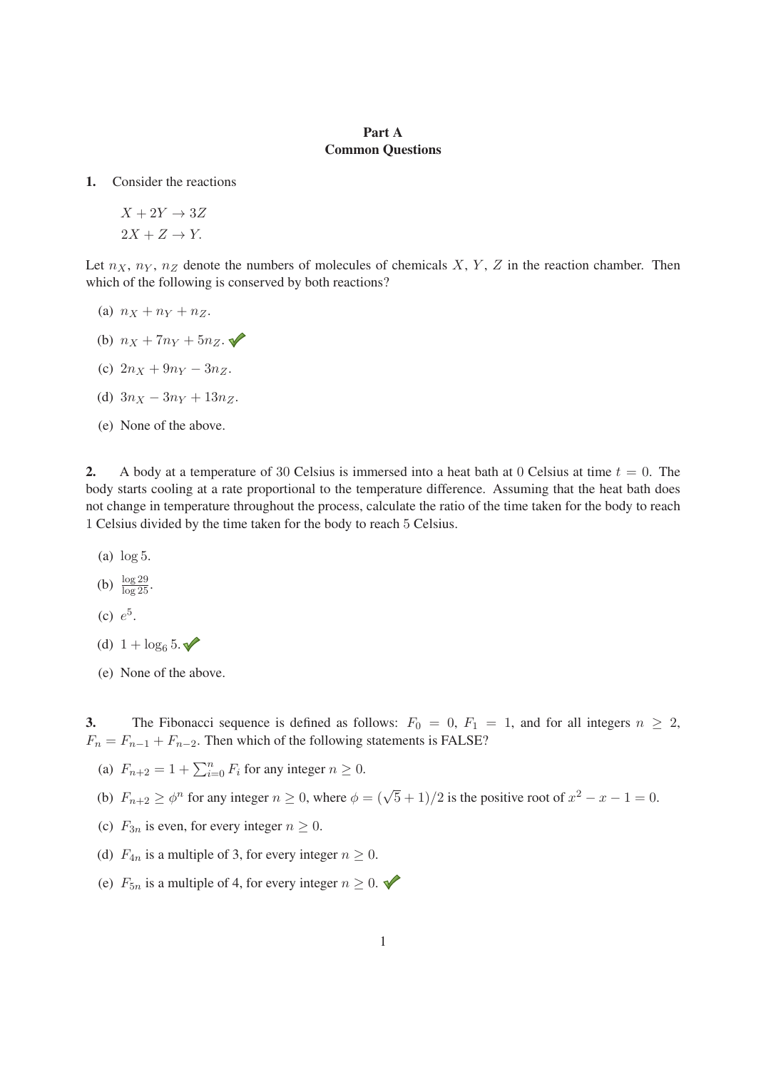**Part A**
**Common Questions**

**1.** Consider the reactions

$$X + 2Y \to 3Z$$
$$2X + Z \to Y.$$

Let $n_X$, $n_Y$, $n_Z$ denote the numbers of molecules of chemicals $X$, $Y$, $Z$ in the reaction chamber. Then which of the following is conserved by both reactions?

(a) $n_X + n_Y + n_Z$.

(b) $n_X + 7n_Y + 5n_Z$. ✔

(c) $2n_X + 9n_Y - 3n_Z$.

(d) $3n_X - 3n_Y + 13n_Z$.

(e) None of the above.

**2.** A body at a temperature of 30 Celsius is immersed into a heat bath at 0 Celsius at time $t = 0$. The body starts cooling at a rate proportional to the temperature difference. Assuming that the heat bath does not change in temperature throughout the process, calculate the ratio of the time taken for the body to reach 1 Celsius divided by the time taken for the body to reach 5 Celsius.

(a) $\log 5$.

(b) $\frac{\log 29}{\log 25}$.

(c) $e^5$.

(d) $1 + \log_6 5$. ✔

(e) None of the above.

**3.** The Fibonacci sequence is defined as follows: $F_0 = 0$, $F_1 = 1$, and for all integers $n \geq 2$, $F_n = F_{n-1} + F_{n-2}$. Then which of the following statements is FALSE?

(a) $F_{n+2} = 1 + \sum_{i=0}^{n} F_i$ for any integer $n \geq 0$.

(b) $F_{n+2} \geq \phi^n$ for any integer $n \geq 0$, where $\phi = (\sqrt{5} + 1)/2$ is the positive root of $x^2 - x - 1 = 0$.

(c) $F_{3n}$ is even, for every integer $n \geq 0$.

(d) $F_{4n}$ is a multiple of 3, for every integer $n \geq 0$.

(e) $F_{5n}$ is a multiple of 4, for every integer $n \geq 0$. ✔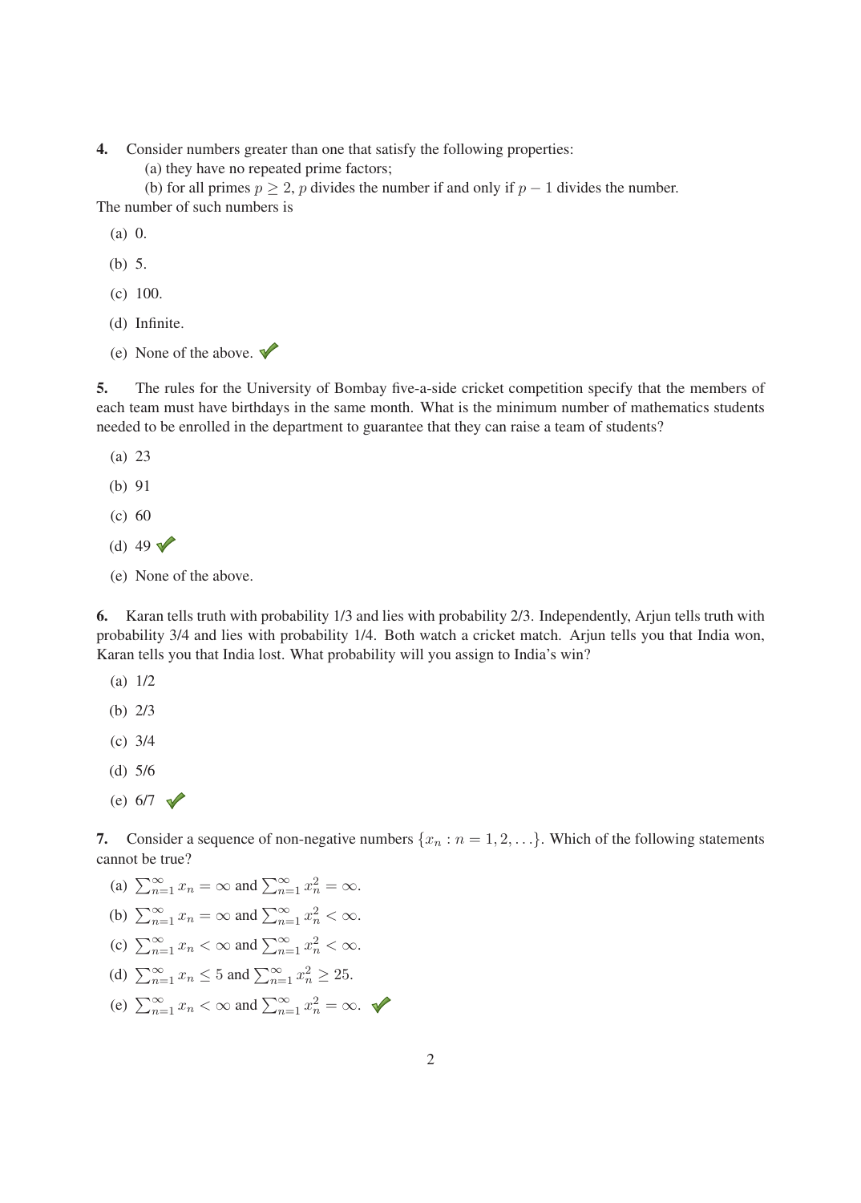**4.** Consider numbers greater than one that satisfy the following properties:

(a) they have no repeated prime factors;

(b) for all primes $p \geq 2$, $p$ divides the number if and only if $p - 1$ divides the number.

The number of such numbers is

(a) 0.

(b) 5.

(c) 100.

(d) Infinite.

(e) None of the above. ✓

**5.** The rules for the University of Bombay five-a-side cricket competition specify that the members of each team must have birthdays in the same month. What is the minimum number of mathematics students needed to be enrolled in the department to guarantee that they can raise a team of students?

(a) 23

(b) 91

(c) 60

(d) 49 ✓

(e) None of the above.

**6.** Karan tells truth with probability 1/3 and lies with probability 2/3. Independently, Arjun tells truth with probability 3/4 and lies with probability 1/4. Both watch a cricket match. Arjun tells you that India won, Karan tells you that India lost. What probability will you assign to India's win?

(a) 1/2

(b) 2/3

(c) 3/4

(d) 5/6

(e) 6/7 ✓

**7.** Consider a sequence of non-negative numbers $\{x_n : n = 1, 2, \ldots\}$. Which of the following statements cannot be true?

(a) $\sum_{n=1}^{\infty} x_n = \infty$ and $\sum_{n=1}^{\infty} x_n^2 = \infty$.

(b) $\sum_{n=1}^{\infty} x_n = \infty$ and $\sum_{n=1}^{\infty} x_n^2 < \infty$.

(c) $\sum_{n=1}^{\infty} x_n < \infty$ and $\sum_{n=1}^{\infty} x_n^2 < \infty$.

(d) $\sum_{n=1}^{\infty} x_n \leq 5$ and $\sum_{n=1}^{\infty} x_n^2 \geq 25$.

(e) $\sum_{n=1}^{\infty} x_n < \infty$ and $\sum_{n=1}^{\infty} x_n^2 = \infty$. ✓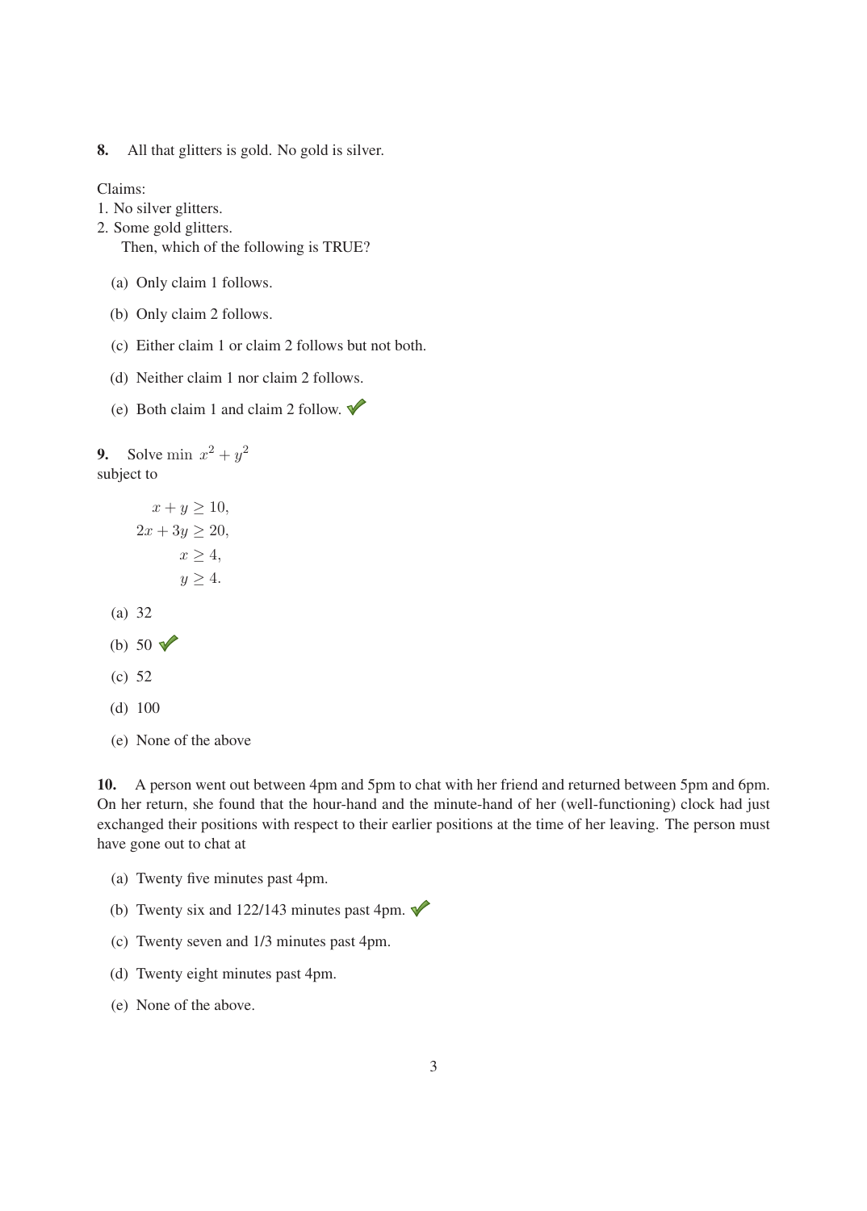**8.** All that glitters is gold. No gold is silver.

Claims:
1. No silver glitters.
2. Some gold glitters.

Then, which of the following is TRUE?

(a) Only claim 1 follows.

(b) Only claim 2 follows.

(c) Either claim 1 or claim 2 follows but not both.

(d) Neither claim 1 nor claim 2 follows.

(e) Both claim 1 and claim 2 follow. ✓

**9.** Solve $\min \; x^2 + y^2$
subject to

$$
\begin{aligned}
x + y &\geq 10, \\
2x + 3y &\geq 20, \\
x &\geq 4, \\
y &\geq 4.
\end{aligned}
$$

(a) 32

(b) 50 ✓

(c) 52

(d) 100

(e) None of the above

**10.** A person went out between 4pm and 5pm to chat with her friend and returned between 5pm and 6pm. On her return, she found that the hour-hand and the minute-hand of her (well-functioning) clock had just exchanged their positions with respect to their earlier positions at the time of her leaving. The person must have gone out to chat at

(a) Twenty five minutes past 4pm.

(b) Twenty six and 122/143 minutes past 4pm. ✓

(c) Twenty seven and 1/3 minutes past 4pm.

(d) Twenty eight minutes past 4pm.

(e) None of the above.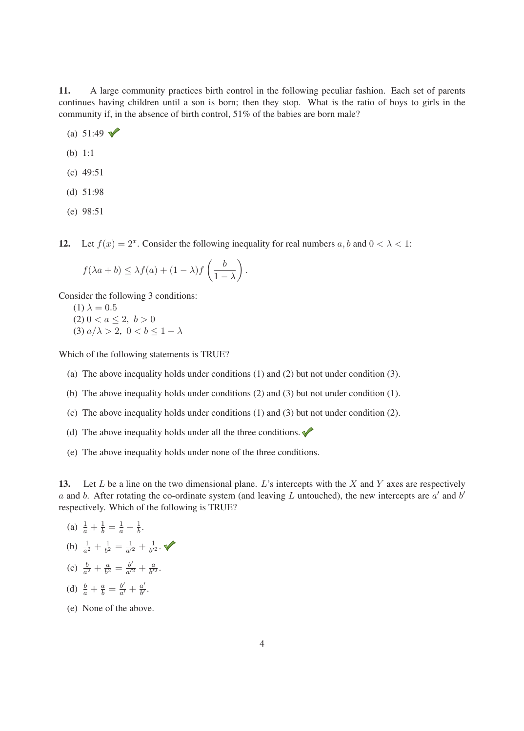**11.** A large community practices birth control in the following peculiar fashion. Each set of parents continues having children until a son is born; then they stop. What is the ratio of boys to girls in the community if, in the absence of birth control, 51% of the babies are born male?

(a) 51:49 ✓

(b) 1:1

(c) 49:51

(d) 51:98

(e) 98:51

**12.** Let $f(x) = 2^x$. Consider the following inequality for real numbers $a, b$ and $0 < \lambda < 1$:

$$f(\lambda a + b) \leq \lambda f(a) + (1 - \lambda) f\left(\frac{b}{1 - \lambda}\right).$$

Consider the following 3 conditions:

(1) $\lambda = 0.5$
(2) $0 < a \leq 2,\ b > 0$
(3) $a/\lambda > 2,\ 0 < b \leq 1 - \lambda$

Which of the following statements is TRUE?

(a) The above inequality holds under conditions (1) and (2) but not under condition (3).

(b) The above inequality holds under conditions (2) and (3) but not under condition (1).

(c) The above inequality holds under conditions (1) and (3) but not under condition (2).

(d) The above inequality holds under all the three conditions. ✓

(e) The above inequality holds under none of the three conditions.

**13.** Let $L$ be a line on the two dimensional plane. $L$'s intercepts with the $X$ and $Y$ axes are respectively $a$ and $b$. After rotating the co-ordinate system (and leaving $L$ untouched), the new intercepts are $a'$ and $b'$ respectively. Which of the following is TRUE?

(a) $\frac{1}{a} + \frac{1}{b} = \frac{1}{a} + \frac{1}{b}$.

(b) $\frac{1}{a^2} + \frac{1}{b^2} = \frac{1}{a'^2} + \frac{1}{b'^2}$. ✓

(c) $\frac{b}{a^2} + \frac{a}{b^2} = \frac{b'}{a'^2} + \frac{a}{b'^2}$.

(d) $\frac{b}{a} + \frac{a}{b} = \frac{b'}{a'} + \frac{a'}{b'}$.

(e) None of the above.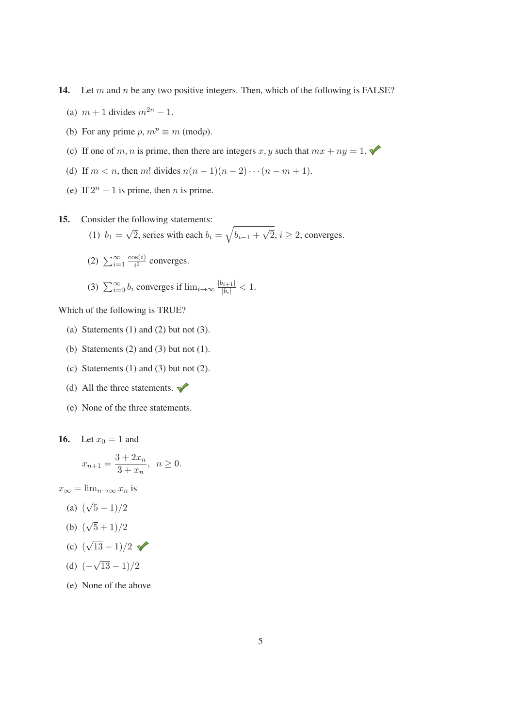**14.** Let $m$ and $n$ be any two positive integers. Then, which of the following is FALSE?

(a) $m+1$ divides $m^{2n}-1$.

(b) For any prime $p$, $m^p \equiv m \ (\text{mod} p)$.

(c) If one of $m, n$ is prime, then there are integers $x, y$ such that $mx + ny = 1$. ✓

(d) If $m < n$, then $m!$ divides $n(n-1)(n-2)\cdots(n-m+1)$.

(e) If $2^n - 1$ is prime, then $n$ is prime.

**15.** Consider the following statements:

(1) $b_1 = \sqrt{2}$, series with each $b_i = \sqrt{b_{i-1} + \sqrt{2}}$, $i \geq 2$, converges.

(2) $\sum_{i=1}^{\infty} \frac{\cos(i)}{i^2}$ converges.

(3) $\sum_{i=0}^{\infty} b_i$ converges if $\lim_{i\to\infty} \frac{|b_{i+1}|}{|b_i|} < 1$.

Which of the following is TRUE?

(a) Statements (1) and (2) but not (3).

(b) Statements (2) and (3) but not (1).

(c) Statements (1) and (3) but not (2).

(d) All the three statements. ✓

(e) None of the three statements.

**16.** Let $x_0 = 1$ and

$$x_{n+1} = \frac{3 + 2x_n}{3 + x_n}, \quad n \geq 0.$$

$x_\infty = \lim_{n\to\infty} x_n$ is

(a) $(\sqrt{5} - 1)/2$

(b) $(\sqrt{5} + 1)/2$

(c) $(\sqrt{13} - 1)/2$ ✓

(d) $(-\sqrt{13} - 1)/2$

(e) None of the above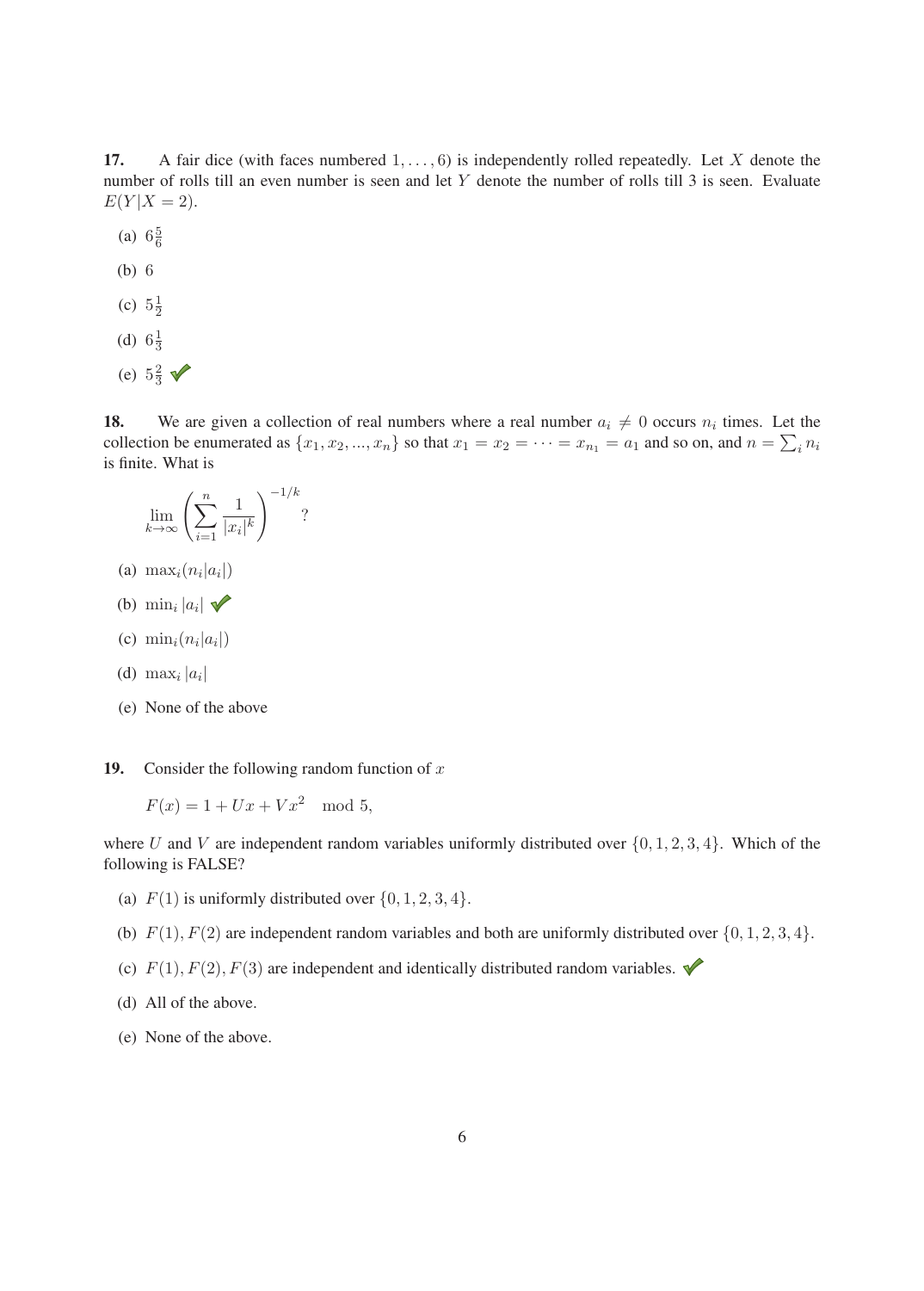**17.** A fair dice (with faces numbered $1, \ldots, 6$) is independently rolled repeatedly. Let $X$ denote the number of rolls till an even number is seen and let $Y$ denote the number of rolls till 3 is seen. Evaluate $E(Y|X = 2)$.

(a) $6\frac{5}{6}$

(b) $6$

(c) $5\frac{1}{2}$

(d) $6\frac{1}{3}$

(e) $5\frac{2}{3}$ ✓

**18.** We are given a collection of real numbers where a real number $a_i \neq 0$ occurs $n_i$ times. Let the collection be enumerated as $\{x_1, x_2, ..., x_n\}$ so that $x_1 = x_2 = \cdots = x_{n_1} = a_1$ and so on, and $n = \sum_i n_i$ is finite. What is

$$\lim_{k \to \infty} \left( \sum_{i=1}^{n} \frac{1}{|x_i|^k} \right)^{-1/k} ?$$

(a) $\max_i (n_i |a_i|)$

(b) $\min_i |a_i|$ ✓

(c) $\min_i (n_i |a_i|)$

(d) $\max_i |a_i|$

(e) None of the above

**19.** Consider the following random function of $x$

$$F(x) = 1 + Ux + Vx^2 \mod 5,$$

where $U$ and $V$ are independent random variables uniformly distributed over $\{0, 1, 2, 3, 4\}$. Which of the following is FALSE?

(a) $F(1)$ is uniformly distributed over $\{0, 1, 2, 3, 4\}$.

(b) $F(1), F(2)$ are independent random variables and both are uniformly distributed over $\{0, 1, 2, 3, 4\}$.

(c) $F(1), F(2), F(3)$ are independent and identically distributed random variables. ✓

(d) All of the above.

(e) None of the above.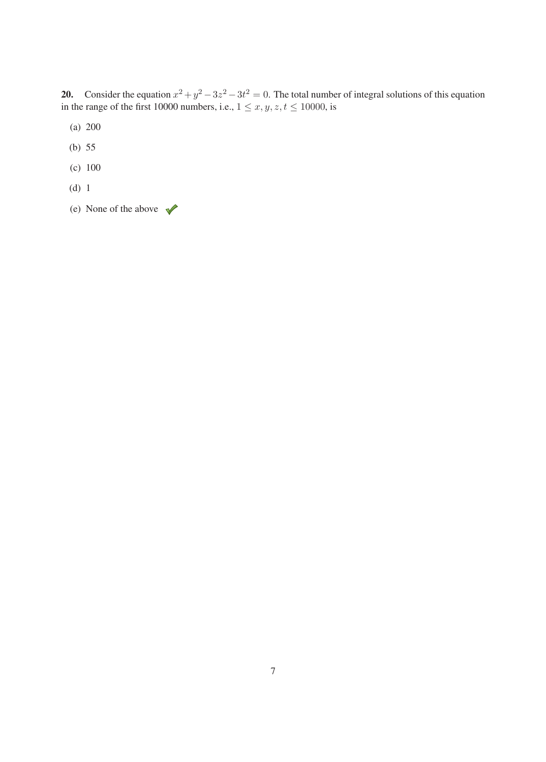**20.** Consider the equation $x^2 + y^2 - 3z^2 - 3t^2 = 0$. The total number of integral solutions of this equation in the range of the first 10000 numbers, i.e., $1 \leq x, y, z, t \leq 10000$, is

(a) 200

(b) 55

(c) 100

(d) 1

(e) None of the above ✓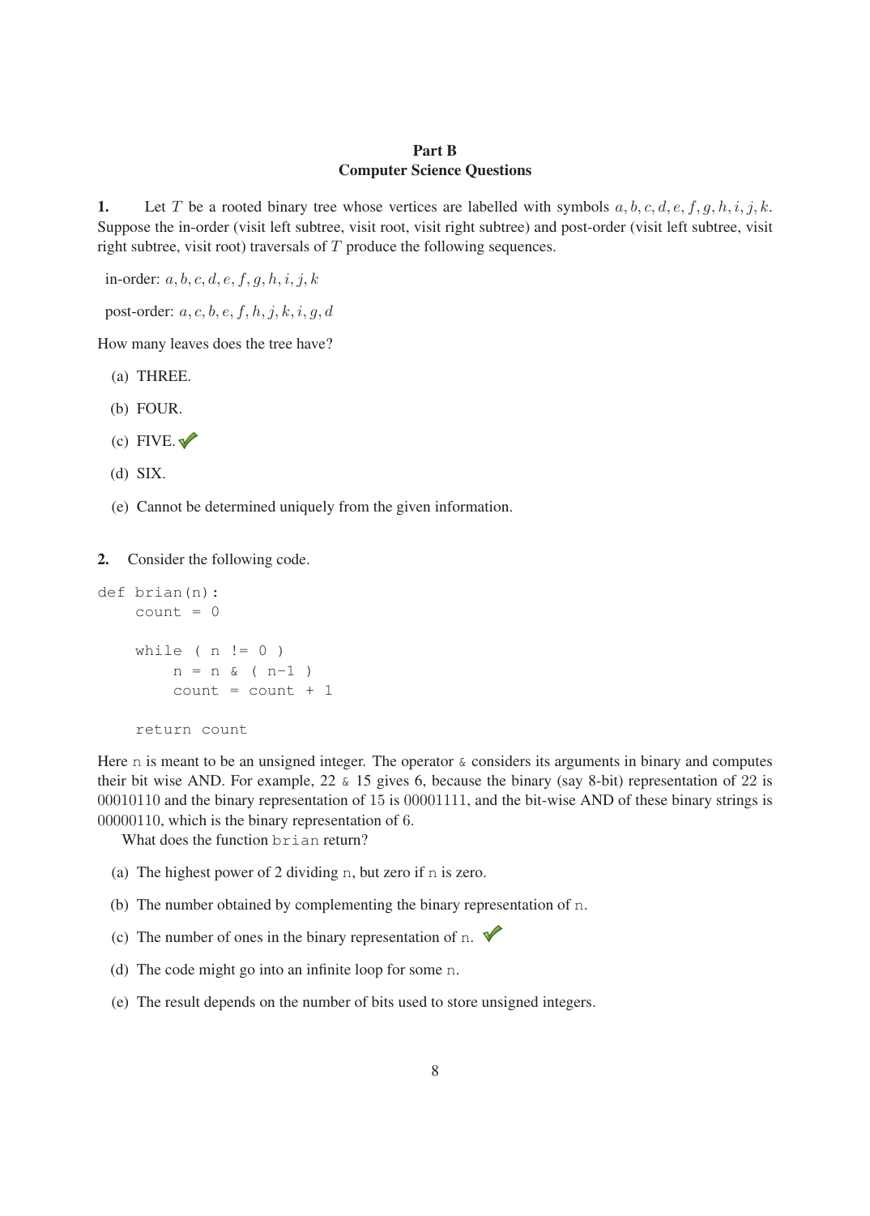## Part B
## Computer Science Questions

**1.** Let $T$ be a rooted binary tree whose vertices are labelled with symbols $a, b, c, d, e, f, g, h, i, j, k$. Suppose the in-order (visit left subtree, visit root, visit right subtree) and post-order (visit left subtree, visit right subtree, visit root) traversals of $T$ produce the following sequences.

in-order: $a, b, c, d, e, f, g, h, i, j, k$

post-order: $a, c, b, e, f, h, j, k, i, g, d$

How many leaves does the tree have?

(a) THREE.

(b) FOUR.

(c) FIVE. ✓

(d) SIX.

(e) Cannot be determined uniquely from the given information.

**2.** Consider the following code.

```
def brian(n):
    count = 0

    while ( n != 0 )
        n = n & ( n-1 )
        count = count + 1

    return count
```

Here `n` is meant to be an unsigned integer. The operator `&` considers its arguments in binary and computes their bit wise AND. For example, 22 `&` 15 gives 6, because the binary (say 8-bit) representation of 22 is 00010110 and the binary representation of 15 is 00001111, and the bit-wise AND of these binary strings is 00000110, which is the binary representation of 6.

What does the function `brian` return?

(a) The highest power of 2 dividing `n`, but zero if `n` is zero.

(b) The number obtained by complementing the binary representation of `n`.

(c) The number of ones in the binary representation of `n`. ✓

(d) The code might go into an infinite loop for some `n`.

(e) The result depends on the number of bits used to store unsigned integers.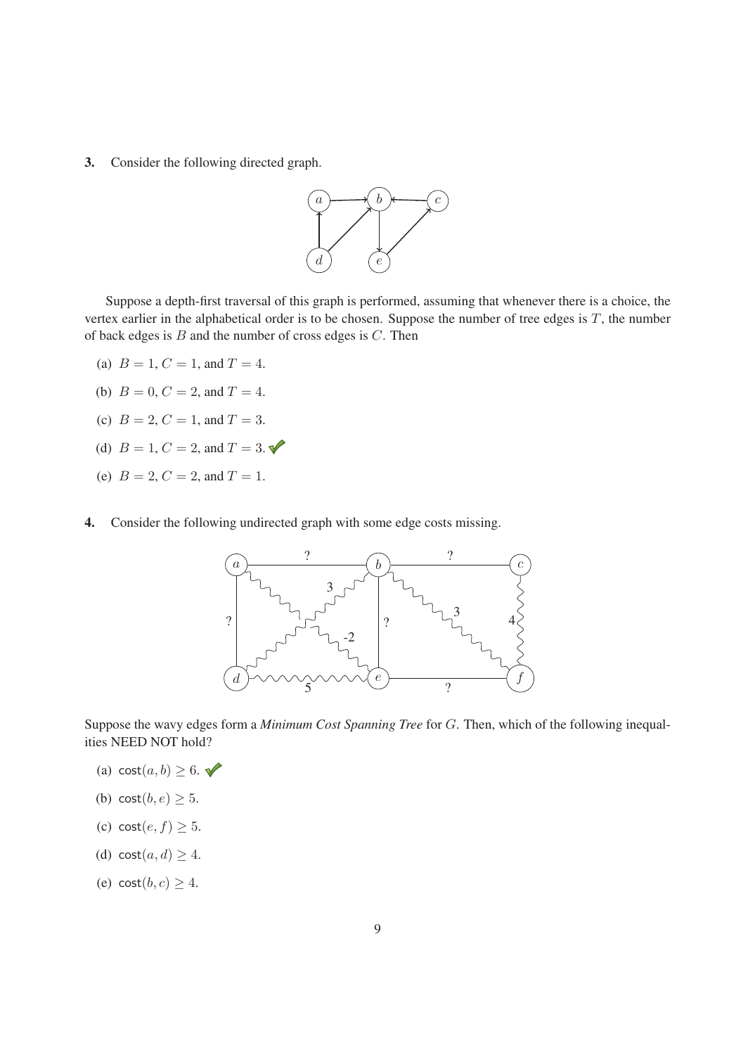**3.** Consider the following directed graph.

Suppose a depth-first traversal of this graph is performed, assuming that whenever there is a choice, the vertex earlier in the alphabetical order is to be chosen. Suppose the number of tree edges is $T$, the number of back edges is $B$ and the number of cross edges is $C$. Then

(a) $B = 1$, $C = 1$, and $T = 4$.

(b) $B = 0$, $C = 2$, and $T = 4$.

(c) $B = 2$, $C = 1$, and $T = 3$.

(d) $B = 1$, $C = 2$, and $T = 3$. ✓

(e) $B = 2$, $C = 2$, and $T = 1$.

**4.** Consider the following undirected graph with some edge costs missing.

Suppose the wavy edges form a *Minimum Cost Spanning Tree* for $G$. Then, which of the following inequalities NEED NOT hold?

(a) $\mathsf{cost}(a, b) \geq 6$. ✓

(b) $\mathsf{cost}(b, e) \geq 5$.

(c) $\mathsf{cost}(e, f) \geq 5$.

(d) $\mathsf{cost}(a, d) \geq 4$.

(e) $\mathsf{cost}(b, c) \geq 4$.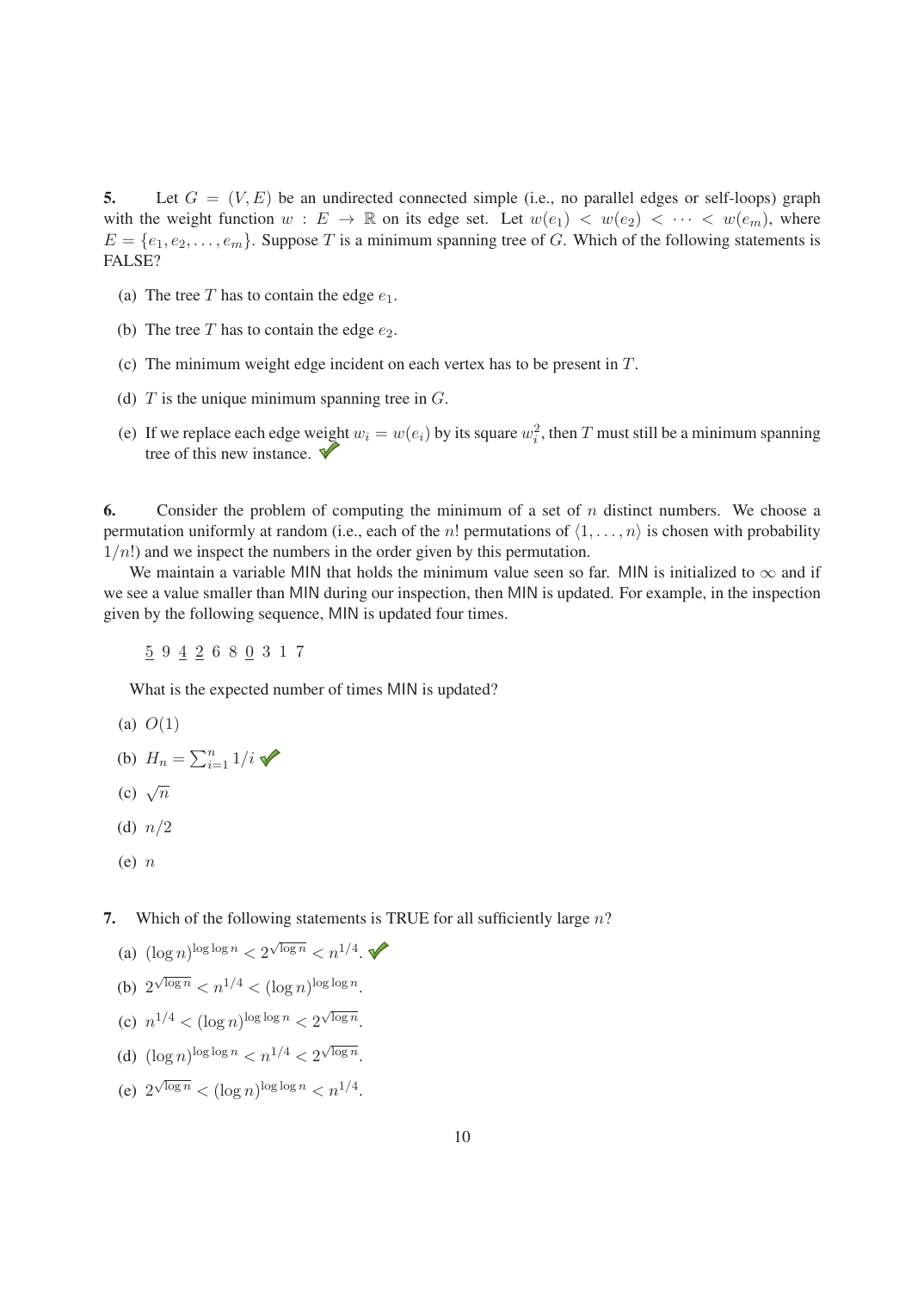**5.** Let $G = (V, E)$ be an undirected connected simple (i.e., no parallel edges or self-loops) graph with the weight function $w : E \to \mathbb{R}$ on its edge set. Let $w(e_1) < w(e_2) < \cdots < w(e_m)$, where $E = \{e_1, e_2, \ldots, e_m\}$. Suppose $T$ is a minimum spanning tree of $G$. Which of the following statements is FALSE?

(a) The tree $T$ has to contain the edge $e_1$.

(b) The tree $T$ has to contain the edge $e_2$.

(c) The minimum weight edge incident on each vertex has to be present in $T$.

(d) $T$ is the unique minimum spanning tree in $G$.

(e) If we replace each edge weight $w_i = w(e_i)$ by its square $w_i^2$, then $T$ must still be a minimum spanning tree of this new instance. ✔

**6.** Consider the problem of computing the minimum of a set of $n$ distinct numbers. We choose a permutation uniformly at random (i.e., each of the $n!$ permutations of $\langle 1, \ldots, n \rangle$ is chosen with probability $1/n!$) and we inspect the numbers in the order given by this permutation.

We maintain a variable MIN that holds the minimum value seen so far. MIN is initialized to $\infty$ and if we see a value smaller than MIN during our inspection, then MIN is updated. For example, in the inspection given by the following sequence, MIN is updated four times.

$\underline{5}$ 9 $\underline{4}$ $\underline{2}$ 6 8 $\underline{0}$ 3 1 7

What is the expected number of times MIN is updated?

(a) $O(1)$

(b) $H_n = \sum_{i=1}^{n} 1/i$ ✔

(c) $\sqrt{n}$

(d) $n/2$

(e) $n$

**7.** Which of the following statements is TRUE for all sufficiently large $n$?

(a) $(\log n)^{\log \log n} < 2^{\sqrt{\log n}} < n^{1/4}$. ✔

(b) $2^{\sqrt{\log n}} < n^{1/4} < (\log n)^{\log \log n}$.

(c) $n^{1/4} < (\log n)^{\log \log n} < 2^{\sqrt{\log n}}$.

(d) $(\log n)^{\log \log n} < n^{1/4} < 2^{\sqrt{\log n}}$.

(e) $2^{\sqrt{\log n}} < (\log n)^{\log \log n} < n^{1/4}$.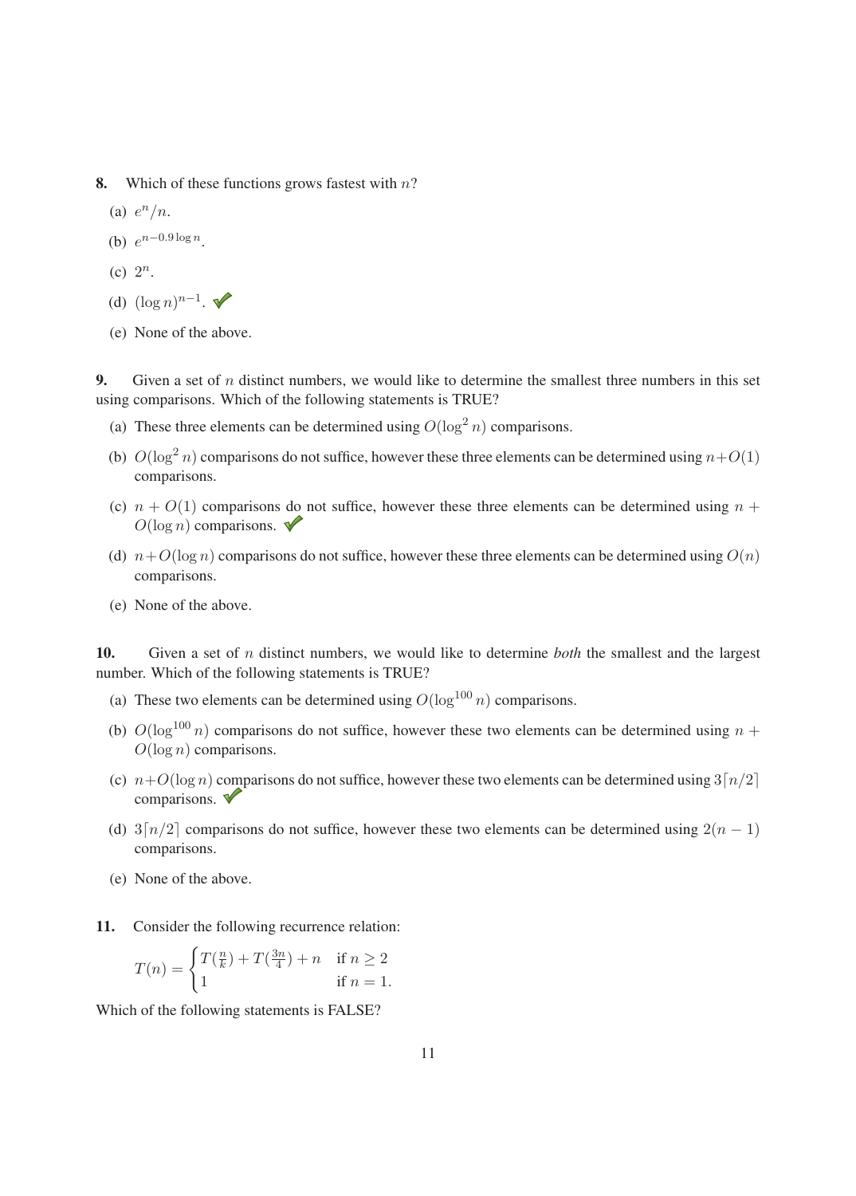**8.** Which of these functions grows fastest with $n$?

(a) $e^n/n$.

(b) $e^{n-0.9\log n}$.

(c) $2^n$.

(d) $(\log n)^{n-1}$. ✓

(e) None of the above.

**9.** Given a set of $n$ distinct numbers, we would like to determine the smallest three numbers in this set using comparisons. Which of the following statements is TRUE?

(a) These three elements can be determined using $O(\log^2 n)$ comparisons.

(b) $O(\log^2 n)$ comparisons do not suffice, however these three elements can be determined using $n+O(1)$ comparisons.

(c) $n + O(1)$ comparisons do not suffice, however these three elements can be determined using $n + O(\log n)$ comparisons. ✓

(d) $n+O(\log n)$ comparisons do not suffice, however these three elements can be determined using $O(n)$ comparisons.

(e) None of the above.

**10.** Given a set of $n$ distinct numbers, we would like to determine *both* the smallest and the largest number. Which of the following statements is TRUE?

(a) These two elements can be determined using $O(\log^{100} n)$ comparisons.

(b) $O(\log^{100} n)$ comparisons do not suffice, however these two elements can be determined using $n + O(\log n)$ comparisons.

(c) $n+O(\log n)$ comparisons do not suffice, however these two elements can be determined using $3\lceil n/2\rceil$ comparisons. ✓

(d) $3\lceil n/2\rceil$ comparisons do not suffice, however these two elements can be determined using $2(n-1)$ comparisons.

(e) None of the above.

**11.** Consider the following recurrence relation:

$$T(n) = \begin{cases} T(\frac{n}{k}) + T(\frac{3n}{4}) + n & \text{if } n \geq 2 \\ 1 & \text{if } n = 1. \end{cases}$$

Which of the following statements is FALSE?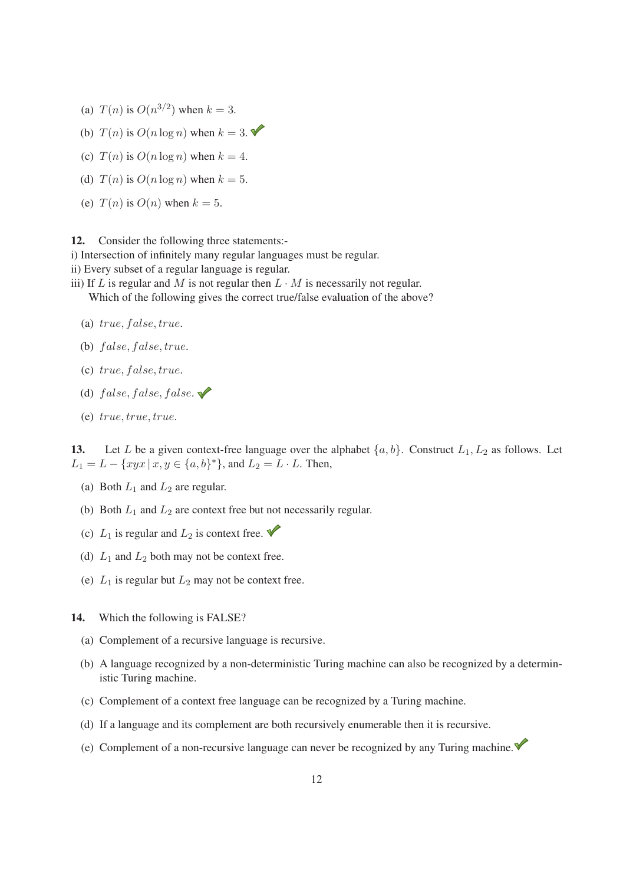(a) $T(n)$ is $O(n^{3/2})$ when $k = 3$.

(b) $T(n)$ is $O(n \log n)$ when $k = 3$. ✓

(c) $T(n)$ is $O(n \log n)$ when $k = 4$.

(d) $T(n)$ is $O(n \log n)$ when $k = 5$.

(e) $T(n)$ is $O(n)$ when $k = 5$.

**12.** Consider the following three statements:-
i) Intersection of infinitely many regular languages must be regular.
ii) Every subset of a regular language is regular.
iii) If $L$ is regular and $M$ is not regular then $L \cdot M$ is necessarily not regular.
Which of the following gives the correct true/false evaluation of the above?

(a) $true, false, true.$

(b) $false, false, true.$

(c) $true, false, true.$

(d) $false, false, false.$ ✓

(e) $true, true, true.$

**13.** Let $L$ be a given context-free language over the alphabet $\{a, b\}$. Construct $L_1, L_2$ as follows. Let $L_1 = L - \{xyx \mid x, y \in \{a, b\}^*\}$, and $L_2 = L \cdot L$. Then,

(a) Both $L_1$ and $L_2$ are regular.

(b) Both $L_1$ and $L_2$ are context free but not necessarily regular.

(c) $L_1$ is regular and $L_2$ is context free. ✓

(d) $L_1$ and $L_2$ both may not be context free.

(e) $L_1$ is regular but $L_2$ may not be context free.

**14.** Which the following is FALSE?

(a) Complement of a recursive language is recursive.

(b) A language recognized by a non-deterministic Turing machine can also be recognized by a deterministic Turing machine.

(c) Complement of a context free language can be recognized by a Turing machine.

(d) If a language and its complement are both recursively enumerable then it is recursive.

(e) Complement of a non-recursive language can never be recognized by any Turing machine. ✓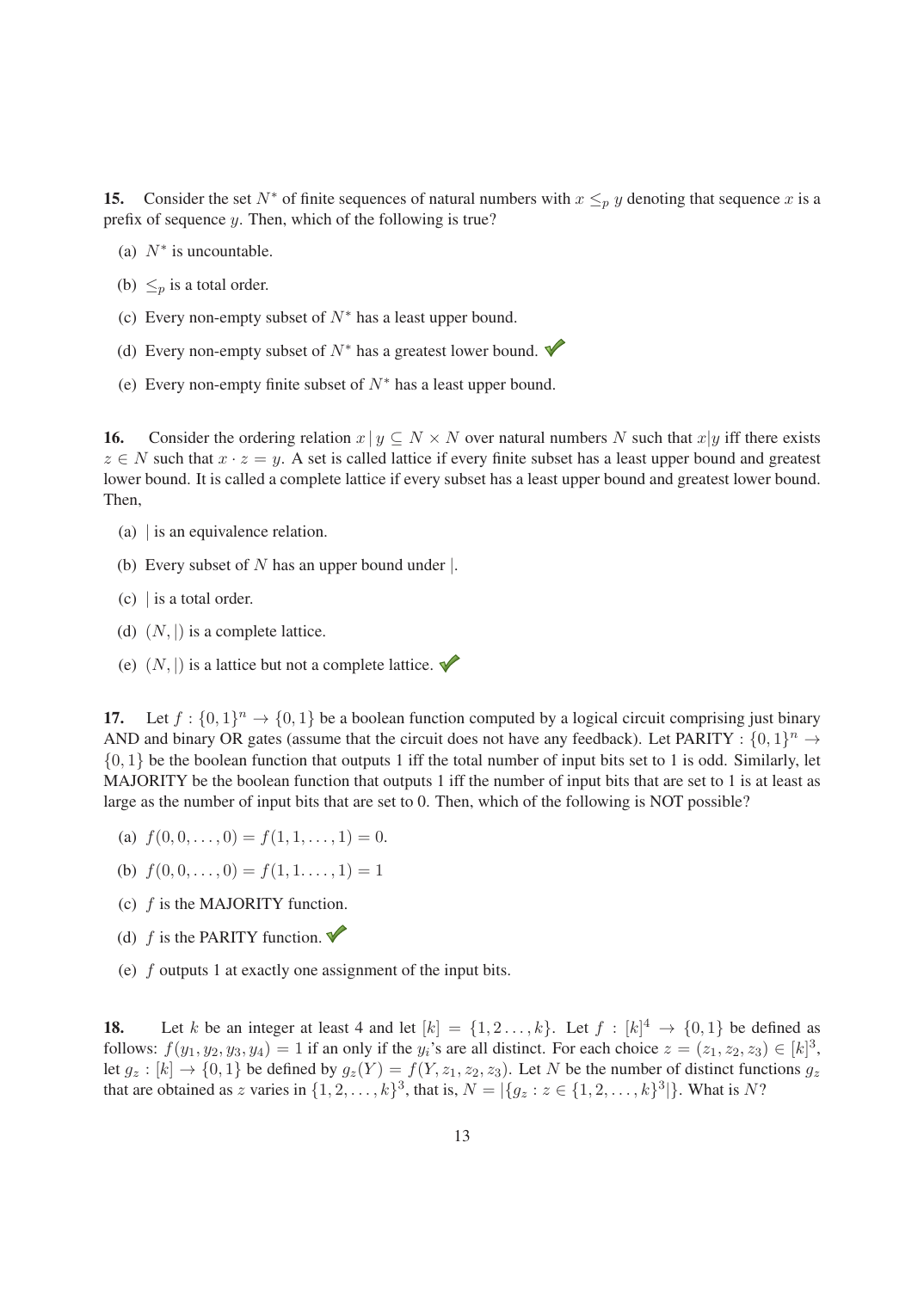**15.** Consider the set $N^*$ of finite sequences of natural numbers with $x \leq_p y$ denoting that sequence $x$ is a prefix of sequence $y$. Then, which of the following is true?

(a) $N^*$ is uncountable.

(b) $\leq_p$ is a total order.

(c) Every non-empty subset of $N^*$ has a least upper bound.

(d) Every non-empty subset of $N^*$ has a greatest lower bound. ✓

(e) Every non-empty finite subset of $N^*$ has a least upper bound.

**16.** Consider the ordering relation $x \mid y \subseteq N \times N$ over natural numbers $N$ such that $x|y$ iff there exists $z \in N$ such that $x \cdot z = y$. A set is called lattice if every finite subset has a least upper bound and greatest lower bound. It is called a complete lattice if every subset has a least upper bound and greatest lower bound. Then,

(a) $\mid$ is an equivalence relation.

(b) Every subset of $N$ has an upper bound under $\mid$.

(c) $\mid$ is a total order.

(d) $(N, \mid)$ is a complete lattice.

(e) $(N, \mid)$ is a lattice but not a complete lattice. ✓

**17.** Let $f : \{0,1\}^n \rightarrow \{0,1\}$ be a boolean function computed by a logical circuit comprising just binary AND and binary OR gates (assume that the circuit does not have any feedback). Let PARITY : $\{0,1\}^n \rightarrow \{0,1\}$ be the boolean function that outputs 1 iff the total number of input bits set to 1 is odd. Similarly, let MAJORITY be the boolean function that outputs 1 iff the number of input bits that are set to 1 is at least as large as the number of input bits that are set to 0. Then, which of the following is NOT possible?

(a) $f(0, 0, \ldots, 0) = f(1, 1, \ldots, 1) = 0$.

(b) $f(0, 0, \ldots, 0) = f(1, 1. \ldots, 1) = 1$

(c) $f$ is the MAJORITY function.

(d) $f$ is the PARITY function. ✓

(e) $f$ outputs 1 at exactly one assignment of the input bits.

**18.** Let $k$ be an integer at least 4 and let $[k] = \{1, 2 \ldots, k\}$. Let $f : [k]^4 \rightarrow \{0,1\}$ be defined as follows: $f(y_1, y_2, y_3, y_4) = 1$ if an only if the $y_i$'s are all distinct. For each choice $z = (z_1, z_2, z_3) \in [k]^3$, let $g_z : [k] \rightarrow \{0,1\}$ be defined by $g_z(Y) = f(Y, z_1, z_2, z_3)$. Let $N$ be the number of distinct functions $g_z$ that are obtained as $z$ varies in $\{1, 2, \ldots, k\}^3$, that is, $N = |\{g_z : z \in \{1, 2, \ldots, k\}^3|\}$. What is $N$?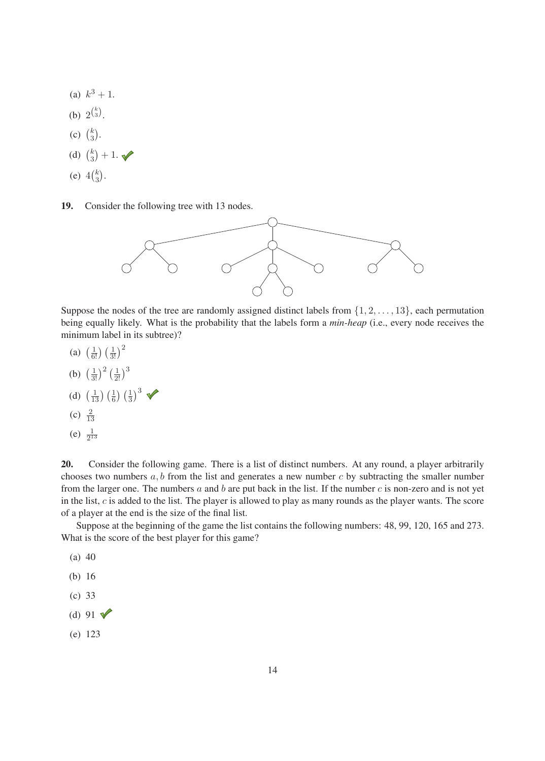(a) $k^3 + 1$.

(b) $2^{\binom{k}{3}}$.

(c) $\binom{k}{3}$.

(d) $\binom{k}{3} + 1$. ✔

(e) $4\binom{k}{3}$.

**19.** Consider the following tree with 13 nodes.

Suppose the nodes of the tree are randomly assigned distinct labels from $\{1, 2, \ldots, 13\}$, each permutation being equally likely. What is the probability that the labels form a *min-heap* (i.e., every node receives the minimum label in its subtree)?

(a) $\left(\frac{1}{6!}\right)\left(\frac{1}{3!}\right)^2$

(b) $\left(\frac{1}{3!}\right)^2\left(\frac{1}{2!}\right)^3$

(d) $\left(\frac{1}{13}\right)\left(\frac{1}{6}\right)\left(\frac{1}{3}\right)^3$ ✔

(c) $\frac{2}{13}$

(e) $\frac{1}{2^{13}}$

**20.** Consider the following game. There is a list of distinct numbers. At any round, a player arbitrarily chooses two numbers $a, b$ from the list and generates a new number $c$ by subtracting the smaller number from the larger one. The numbers $a$ and $b$ are put back in the list. If the number $c$ is non-zero and is not yet in the list, $c$ is added to the list. The player is allowed to play as many rounds as the player wants. The score of a player at the end is the size of the final list.

Suppose at the beginning of the game the list contains the following numbers: 48, 99, 120, 165 and 273. What is the score of the best player for this game?

(a) 40

(b) 16

(c) 33

(d) 91 ✔

(e) 123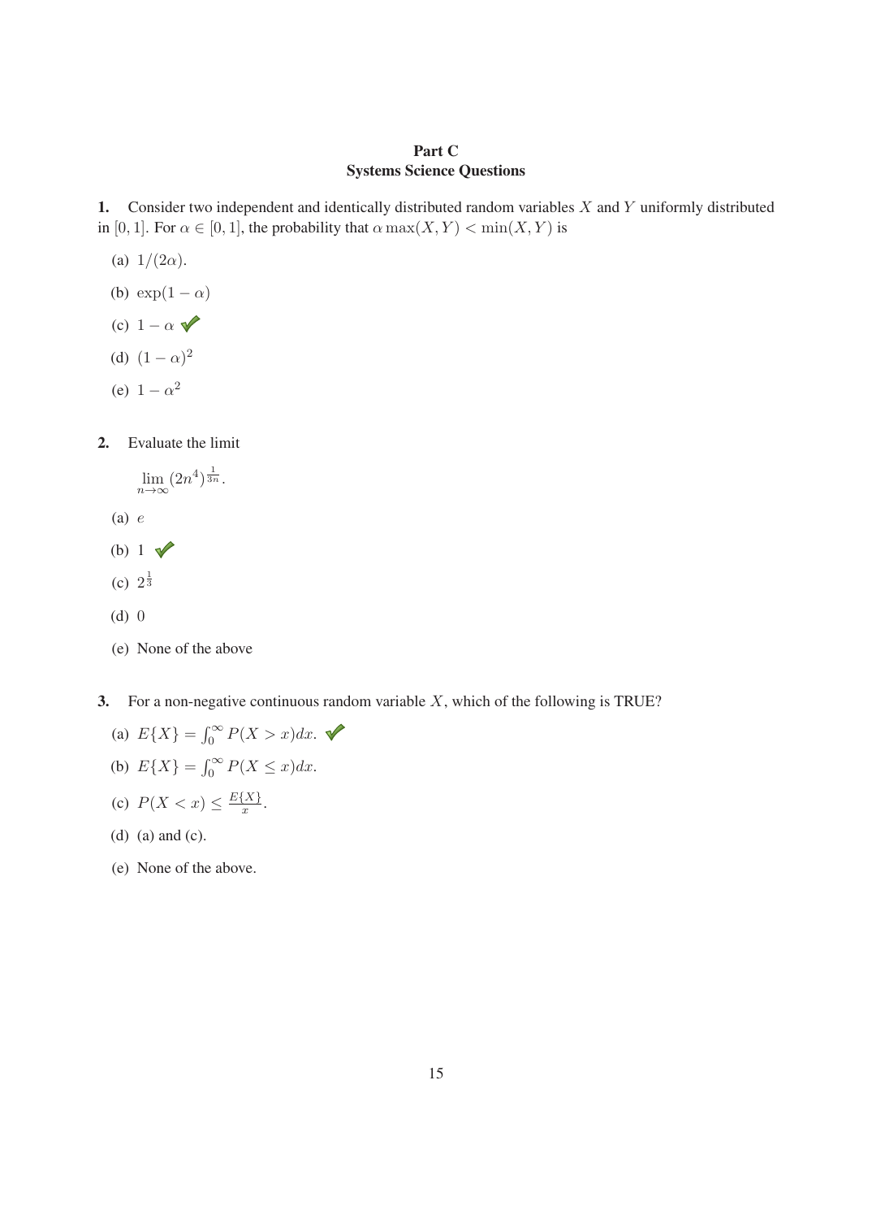## Part C
## Systems Science Questions

**1.** Consider two independent and identically distributed random variables $X$ and $Y$ uniformly distributed in $[0, 1]$. For $\alpha \in [0, 1]$, the probability that $\alpha \max(X, Y) < \min(X, Y)$ is

(a) $1/(2\alpha)$.

(b) $\exp(1 - \alpha)$

(c) $1 - \alpha$ ✓

(d) $(1 - \alpha)^2$

(e) $1 - \alpha^2$

**2.** Evaluate the limit

$$\lim_{n\to\infty} (2n^4)^{\frac{1}{3n}}.$$

(a) $e$

(b) $1$ ✓

(c) $2^{\frac{1}{3}}$

(d) $0$

(e) None of the above

**3.** For a non-negative continuous random variable $X$, which of the following is TRUE?

(a) $E\{X\} = \int_0^\infty P(X > x)dx$. ✓

(b) $E\{X\} = \int_0^\infty P(X \leq x)dx$.

(c) $P(X < x) \leq \frac{E\{X\}}{x}$.

(d) (a) and (c).

(e) None of the above.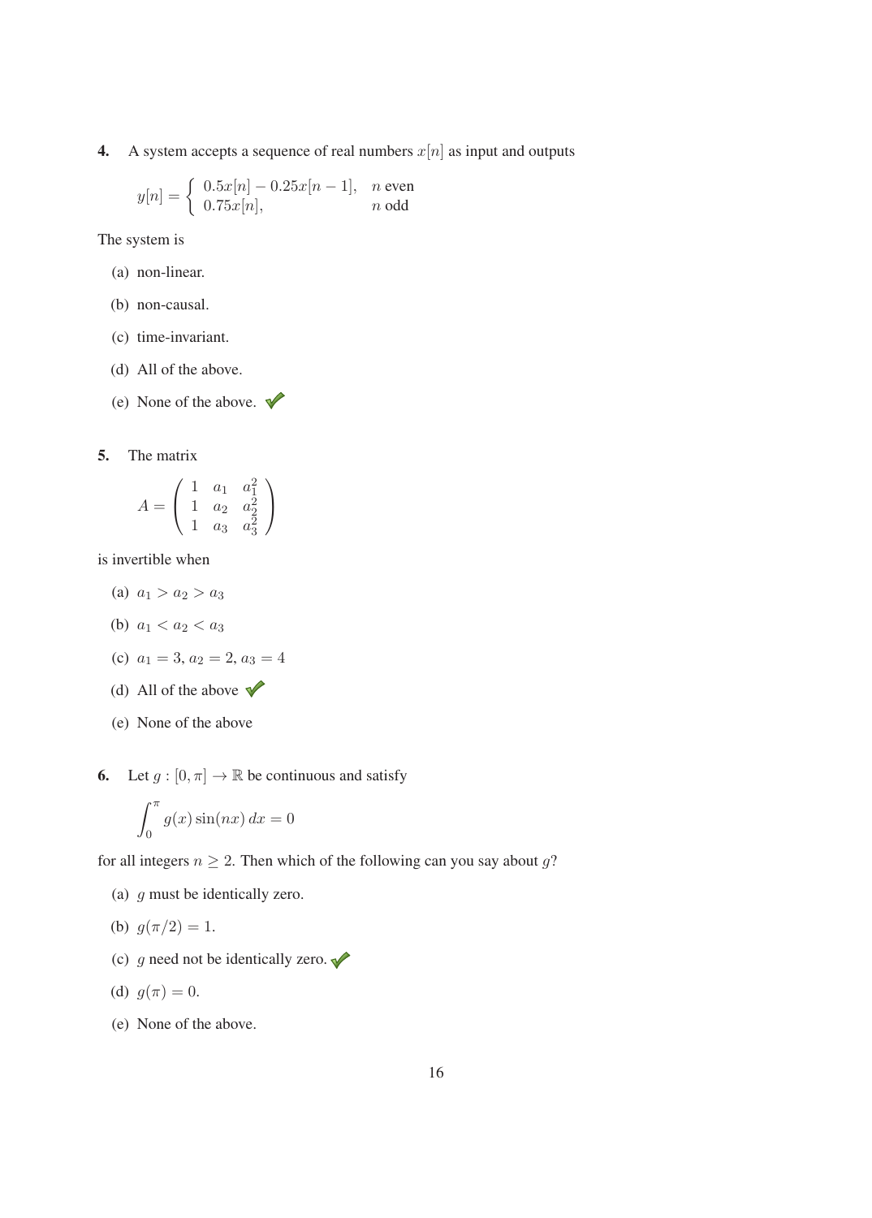**4.** A system accepts a sequence of real numbers $x[n]$ as input and outputs

$$y[n] = \begin{cases} 0.5x[n] - 0.25x[n-1], & n \text{ even} \\ 0.75x[n], & n \text{ odd} \end{cases}$$

The system is

(a) non-linear.

(b) non-causal.

(c) time-invariant.

(d) All of the above.

(e) None of the above. ✓

**5.** The matrix

$$A = \begin{pmatrix} 1 & a_1 & a_1^2 \\ 1 & a_2 & a_2^2 \\ 1 & a_3 & a_3^2 \end{pmatrix}$$

is invertible when

(a) $a_1 > a_2 > a_3$

(b) $a_1 < a_2 < a_3$

(c) $a_1 = 3, a_2 = 2, a_3 = 4$

(d) All of the above ✓

(e) None of the above

**6.** Let $g : [0, \pi] \to \mathbb{R}$ be continuous and satisfy

$$\int_0^\pi g(x) \sin(nx)\, dx = 0$$

for all integers $n \geq 2$. Then which of the following can you say about $g$?

(a) $g$ must be identically zero.

(b) $g(\pi/2) = 1$.

(c) $g$ need not be identically zero. ✓

(d) $g(\pi) = 0$.

(e) None of the above.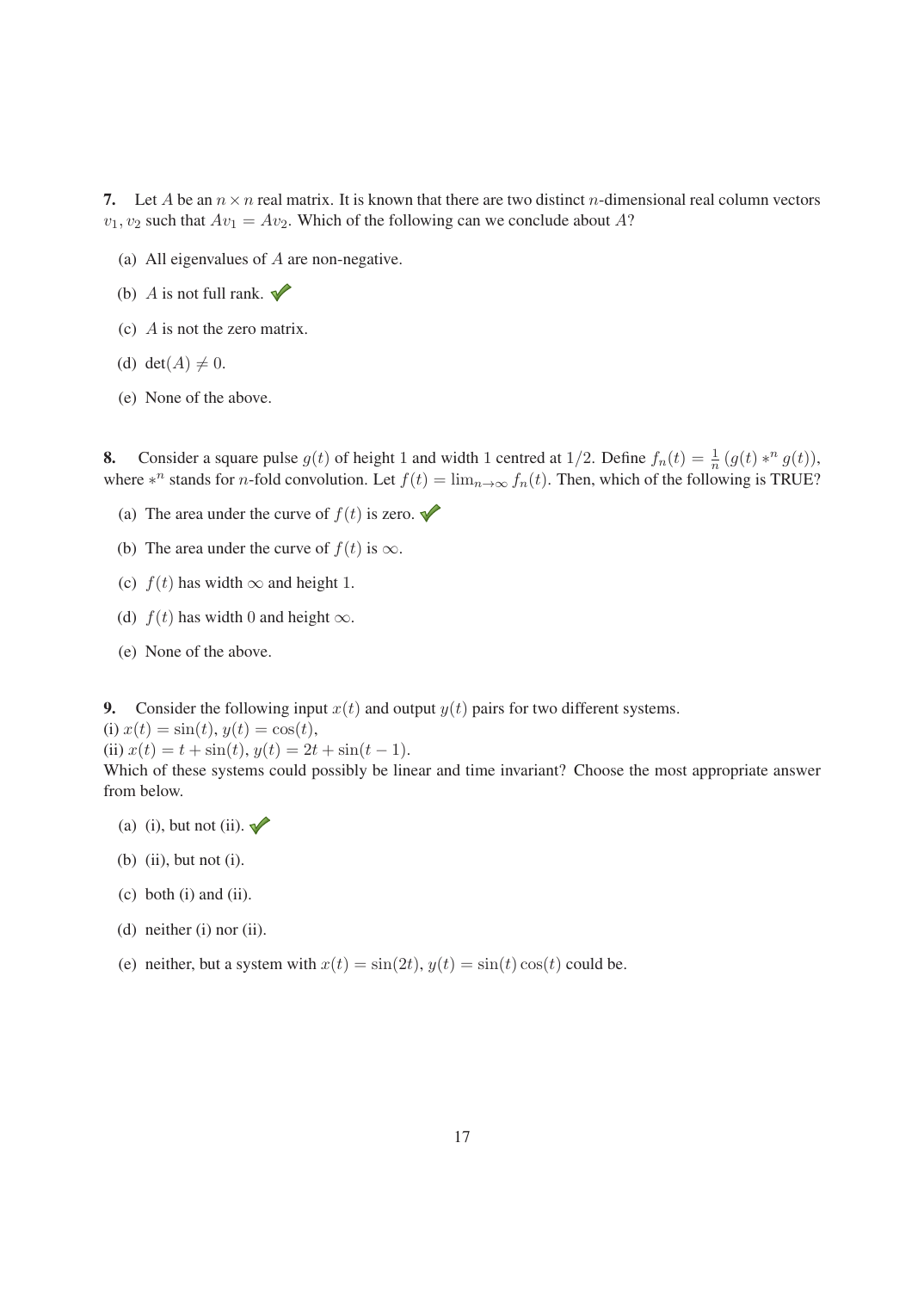**7.** Let $A$ be an $n \times n$ real matrix. It is known that there are two distinct $n$-dimensional real column vectors $v_1, v_2$ such that $Av_1 = Av_2$. Which of the following can we conclude about $A$?

(a) All eigenvalues of $A$ are non-negative.

(b) $A$ is not full rank. ✓

(c) $A$ is not the zero matrix.

(d) $\det(A) \neq 0$.

(e) None of the above.

**8.** Consider a square pulse $g(t)$ of height 1 and width 1 centred at $1/2$. Define $f_n(t) = \frac{1}{n}\left(g(t) *^n g(t)\right)$, where $*^n$ stands for $n$-fold convolution. Let $f(t) = \lim_{n\to\infty} f_n(t)$. Then, which of the following is TRUE?

(a) The area under the curve of $f(t)$ is zero. ✓

(b) The area under the curve of $f(t)$ is $\infty$.

(c) $f(t)$ has width $\infty$ and height 1.

(d) $f(t)$ has width 0 and height $\infty$.

(e) None of the above.

**9.** Consider the following input $x(t)$ and output $y(t)$ pairs for two different systems.
(i) $x(t) = \sin(t)$, $y(t) = \cos(t)$,
(ii) $x(t) = t + \sin(t)$, $y(t) = 2t + \sin(t-1)$.
Which of these systems could possibly be linear and time invariant? Choose the most appropriate answer from below.

(a) (i), but not (ii). ✓

(b) (ii), but not (i).

(c) both (i) and (ii).

(d) neither (i) nor (ii).

(e) neither, but a system with $x(t) = \sin(2t)$, $y(t) = \sin(t)\cos(t)$ could be.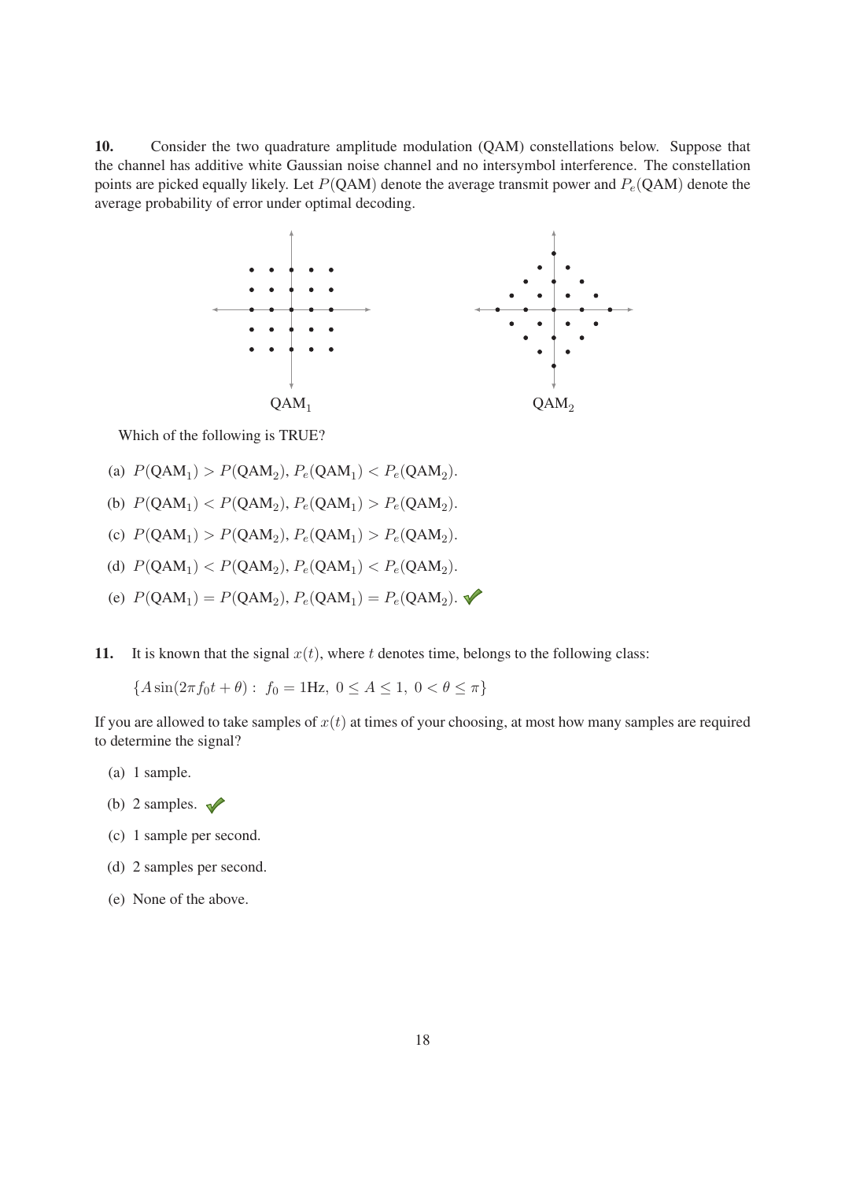**10.** Consider the two quadrature amplitude modulation (QAM) constellations below. Suppose that the channel has additive white Gaussian noise channel and no intersymbol interference. The constellation points are picked equally likely. Let $P(\text{QAM})$ denote the average transmit power and $P_e(\text{QAM})$ denote the average probability of error under optimal decoding.

$\text{QAM}_1$ $\text{QAM}_2$

Which of the following is TRUE?

(a) $P(\text{QAM}_1) > P(\text{QAM}_2)$, $P_e(\text{QAM}_1) < P_e(\text{QAM}_2)$.

(b) $P(\text{QAM}_1) < P(\text{QAM}_2)$, $P_e(\text{QAM}_1) > P_e(\text{QAM}_2)$.

(c) $P(\text{QAM}_1) > P(\text{QAM}_2)$, $P_e(\text{QAM}_1) > P_e(\text{QAM}_2)$.

(d) $P(\text{QAM}_1) < P(\text{QAM}_2)$, $P_e(\text{QAM}_1) < P_e(\text{QAM}_2)$.

(e) $P(\text{QAM}_1) = P(\text{QAM}_2)$, $P_e(\text{QAM}_1) = P_e(\text{QAM}_2)$. ✓

**11.** It is known that the signal $x(t)$, where $t$ denotes time, belongs to the following class:

$$\{A \sin(2\pi f_0 t + \theta) : \ f_0 = 1\text{Hz}, \ 0 \leq A \leq 1, \ 0 < \theta \leq \pi\}$$

If you are allowed to take samples of $x(t)$ at times of your choosing, at most how many samples are required to determine the signal?

(a) 1 sample.

(b) 2 samples. ✓

(c) 1 sample per second.

(d) 2 samples per second.

(e) None of the above.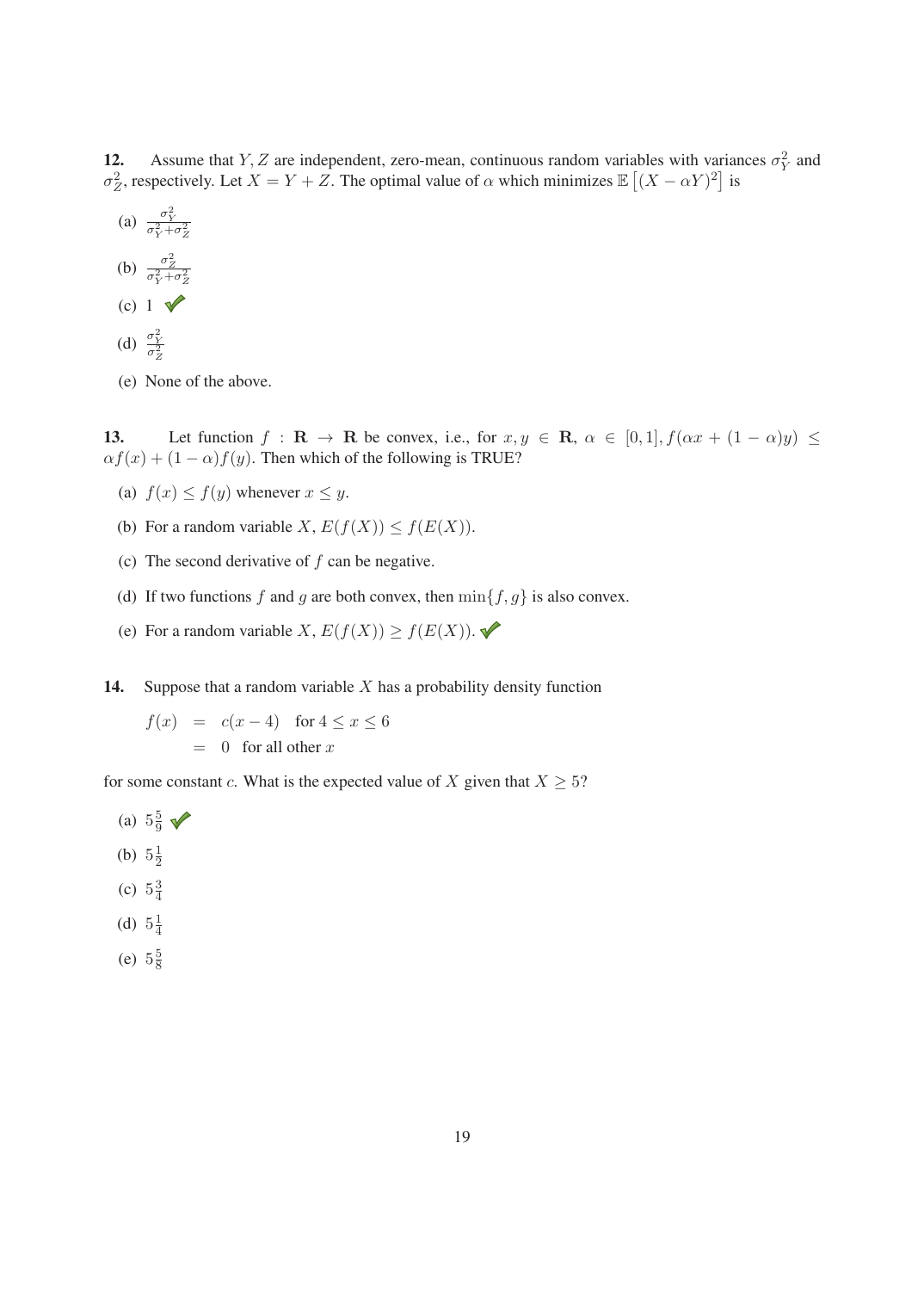**12.** Assume that $Y, Z$ are independent, zero-mean, continuous random variables with variances $\sigma_Y^2$ and $\sigma_Z^2$, respectively. Let $X = Y + Z$. The optimal value of $\alpha$ which minimizes $\mathbb{E}\left[(X - \alpha Y)^2\right]$ is

(a) $\frac{\sigma_Y^2}{\sigma_Y^2 + \sigma_Z^2}$

(b) $\frac{\sigma_Z^2}{\sigma_Y^2 + \sigma_Z^2}$

(c) 1 ✔

(d) $\frac{\sigma_Y^2}{\sigma_Z^2}$

(e) None of the above.

**13.** Let function $f : \mathbf{R} \to \mathbf{R}$ be convex, i.e., for $x, y \in \mathbf{R}$, $\alpha \in [0, 1]$, $f(\alpha x + (1 - \alpha)y) \leq \alpha f(x) + (1 - \alpha)f(y)$. Then which of the following is TRUE?

(a) $f(x) \leq f(y)$ whenever $x \leq y$.

(b) For a random variable $X$, $E(f(X)) \leq f(E(X))$.

(c) The second derivative of $f$ can be negative.

(d) If two functions $f$ and $g$ are both convex, then $\min\{f, g\}$ is also convex.

(e) For a random variable $X$, $E(f(X)) \geq f(E(X))$. ✔

**14.** Suppose that a random variable $X$ has a probability density function

$$
\begin{aligned}
f(x) &= c(x - 4) \quad \text{for } 4 \leq x \leq 6 \\
&= 0 \quad \text{for all other } x
\end{aligned}
$$

for some constant $c$. What is the expected value of $X$ given that $X \geq 5$?

(a) $5\frac{5}{9}$ ✔

(b) $5\frac{1}{2}$

(c) $5\frac{3}{4}$

(d) $5\frac{1}{4}$

(e) $5\frac{5}{8}$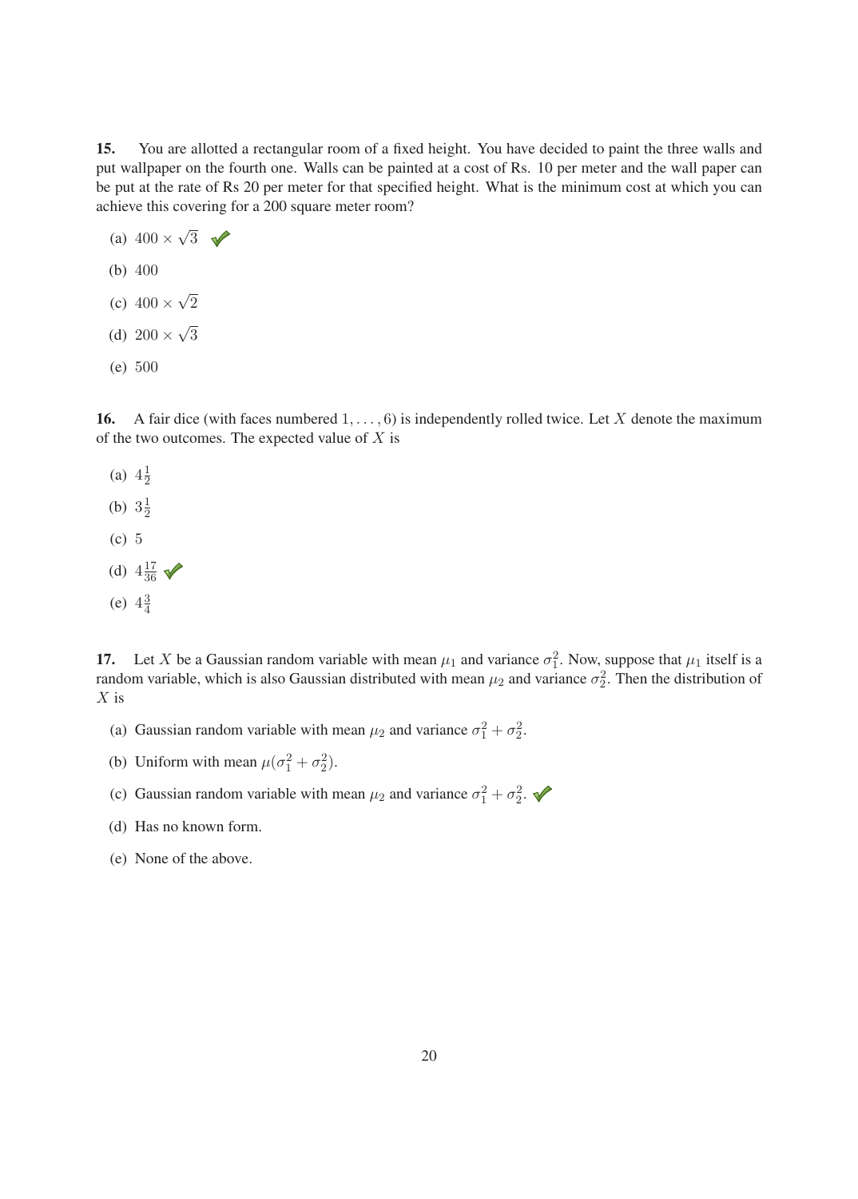**15.** You are allotted a rectangular room of a fixed height. You have decided to paint the three walls and put wallpaper on the fourth one. Walls can be painted at a cost of Rs. 10 per meter and the wall paper can be put at the rate of Rs 20 per meter for that specified height. What is the minimum cost at which you can achieve this covering for a 200 square meter room?

(a) $400 \times \sqrt{3}$ ✔

(b) 400

(c) $400 \times \sqrt{2}$

(d) $200 \times \sqrt{3}$

(e) 500

**16.** A fair dice (with faces numbered $1, \ldots, 6$) is independently rolled twice. Let $X$ denote the maximum of the two outcomes. The expected value of $X$ is

(a) $4\frac{1}{2}$

(b) $3\frac{1}{2}$

(c) 5

(d) $4\frac{17}{36}$ ✔

(e) $4\frac{3}{4}$

**17.** Let $X$ be a Gaussian random variable with mean $\mu_1$ and variance $\sigma_1^2$. Now, suppose that $\mu_1$ itself is a random variable, which is also Gaussian distributed with mean $\mu_2$ and variance $\sigma_2^2$. Then the distribution of $X$ is

(a) Gaussian random variable with mean $\mu_2$ and variance $\sigma_1^2 + \sigma_2^2$.

(b) Uniform with mean $\mu(\sigma_1^2 + \sigma_2^2)$.

(c) Gaussian random variable with mean $\mu_2$ and variance $\sigma_1^2 + \sigma_2^2$. ✔

(d) Has no known form.

(e) None of the above.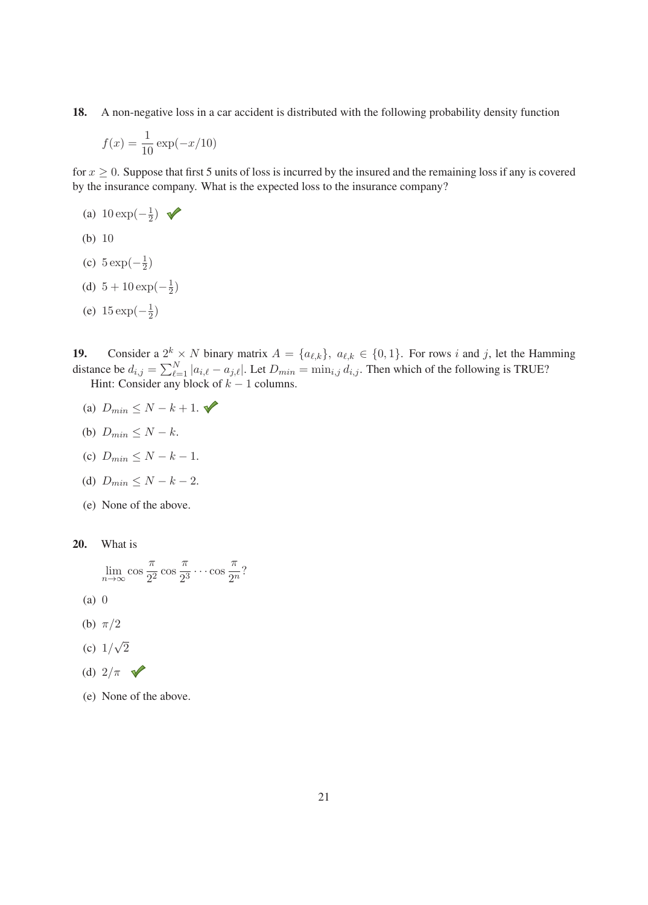**18.** A non-negative loss in a car accident is distributed with the following probability density function

$$f(x) = \frac{1}{10}\exp(-x/10)$$

for $x \geq 0$. Suppose that first 5 units of loss is incurred by the insured and the remaining loss if any is covered by the insurance company. What is the expected loss to the insurance company?

(a) $10\exp(-\frac{1}{2})$ ✓

(b) 10

(c) $5\exp(-\frac{1}{2})$

(d) $5 + 10\exp(-\frac{1}{2})$

(e) $15\exp(-\frac{1}{2})$

**19.** Consider a $2^k \times N$ binary matrix $A = \{a_{\ell,k}\},\ a_{\ell,k} \in \{0,1\}$. For rows $i$ and $j$, let the Hamming distance be $d_{i,j} = \sum_{\ell=1}^{N} |a_{i,\ell} - a_{j,\ell}|$. Let $D_{min} = \min_{i,j} d_{i,j}$. Then which of the following is TRUE?
Hint: Consider any block of $k-1$ columns.

(a) $D_{min} \leq N - k + 1$. ✓

(b) $D_{min} \leq N - k$.

(c) $D_{min} \leq N - k - 1$.

(d) $D_{min} \leq N - k - 2$.

(e) None of the above.

**20.** What is

$$\lim_{n\to\infty} \cos\frac{\pi}{2^2}\cos\frac{\pi}{2^3}\cdots\cos\frac{\pi}{2^n}?$$

(a) 0

(b) $\pi/2$

(c) $1/\sqrt{2}$

(d) $2/\pi$ ✓

(e) None of the above.